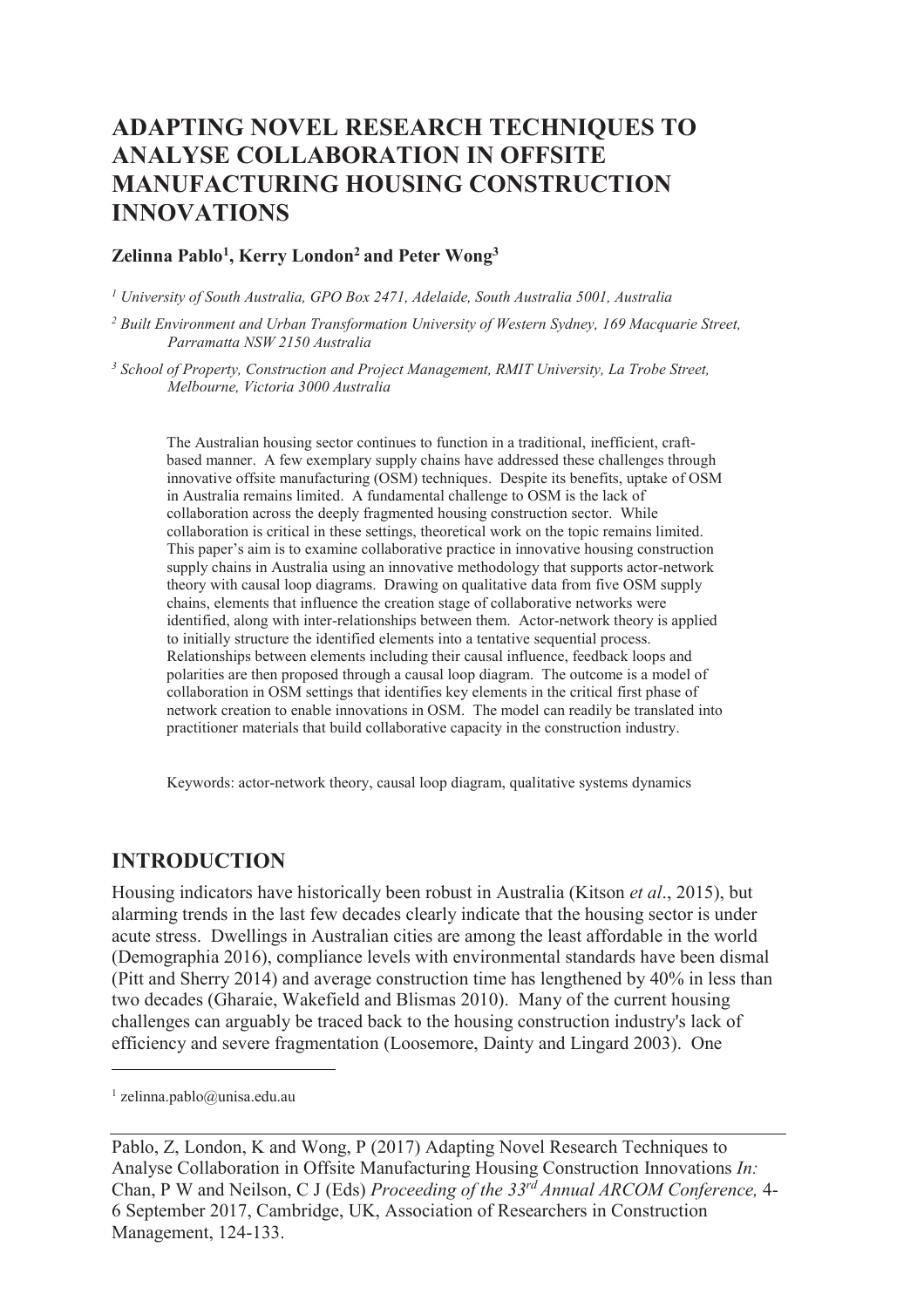# ADAPTING NOVEL RESEARCH TECHNIQUES TO ANALYSE COLLABORATION IN OFFSITE MANUFACTURING HOUSING CONSTRUCTION INNOVATIONS

**Zelinna Pablo[1], Kerry London[2] and Peter Wong[3]**

*[1] University of South Australia, GPO Box 2471, Adelaide, South Australia 5001, Australia*

*[2] Built Environment and Urban Transformation University of Western Sydney, 169 Macquarie Street, Parramatta NSW 2150 Australia*

*[3] School of Property, Construction and Project Management, RMIT University, La Trobe Street, Melbourne, Victoria 3000 Australia*

The Australian housing sector continues to function in a traditional, inefficient, craft-based manner. A few exemplary supply chains have addressed these challenges through innovative offsite manufacturing (OSM) techniques. Despite its benefits, uptake of OSM in Australia remains limited. A fundamental challenge to OSM is the lack of collaboration across the deeply fragmented housing construction sector. While collaboration is critical in these settings, theoretical work on the topic remains limited. This paper's aim is to examine collaborative practice in innovative housing construction supply chains in Australia using an innovative methodology that supports actor-network theory with causal loop diagrams. Drawing on qualitative data from five OSM supply chains, elements that influence the creation stage of collaborative networks were identified, along with inter-relationships between them. Actor-network theory is applied to initially structure the identified elements into a tentative sequential process. Relationships between elements including their causal influence, feedback loops and polarities are then proposed through a causal loop diagram. The outcome is a model of collaboration in OSM settings that identifies key elements in the critical first phase of network creation to enable innovations in OSM. The model can readily be translated into practitioner materials that build collaborative capacity in the construction industry.

Keywords: actor-network theory, causal loop diagram, qualitative systems dynamics

## INTRODUCTION

Housing indicators have historically been robust in Australia (Kitson *et al*., 2015), but alarming trends in the last few decades clearly indicate that the housing sector is under acute stress. Dwellings in Australian cities are among the least affordable in the world (Demographia 2016), compliance levels with environmental standards have been dismal (Pitt and Sherry 2014) and average construction time has lengthened by 40% in less than two decades (Gharaie, Wakefield and Blismas 2010). Many of the current housing challenges can arguably be traced back to the housing construction industry's lack of efficiency and severe fragmentation (Loosemore, Dainty and Lingard 2003). One

[1] zelinna.pablo@unisa.edu.au

Pablo, Z, London, K and Wong, P (2017) Adapting Novel Research Techniques to Analyse Collaboration in Offsite Manufacturing Housing Construction Innovations *In:* Chan, P W and Neilson, C J (Eds) *Proceeding of the 33rd Annual ARCOM Conference,* 4-6 September 2017, Cambridge, UK, Association of Researchers in Construction Management, 124-133.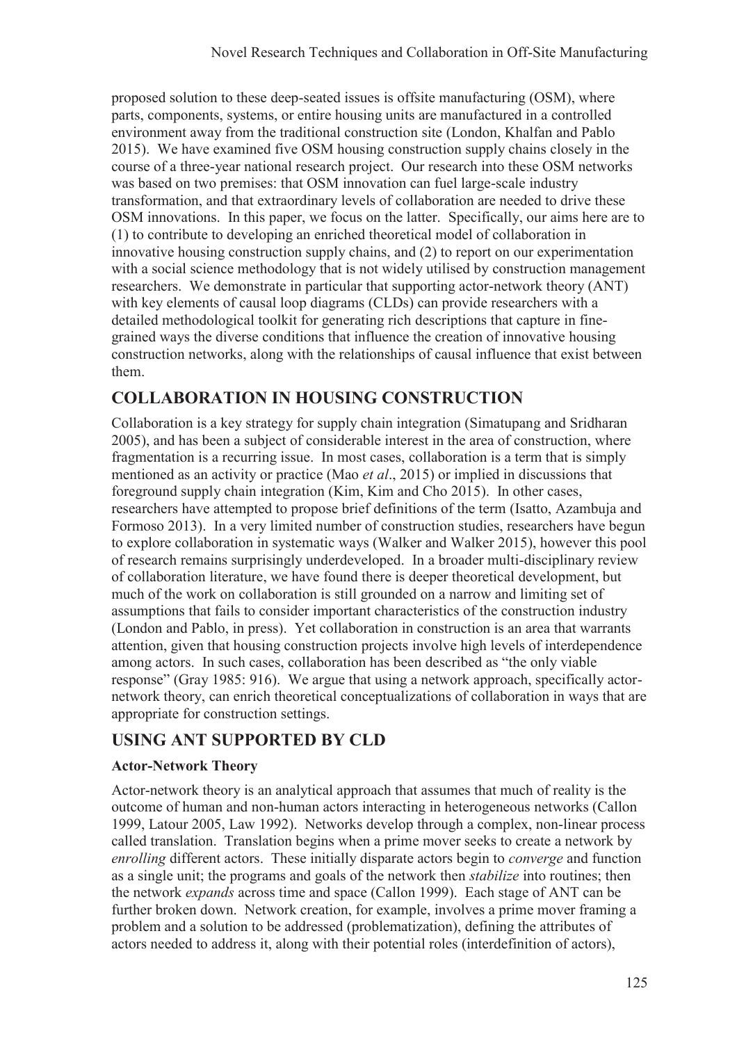proposed solution to these deep-seated issues is offsite manufacturing (OSM), where parts, components, systems, or entire housing units are manufactured in a controlled environment away from the traditional construction site (London, Khalfan and Pablo 2015). We have examined five OSM housing construction supply chains closely in the course of a three-year national research project. Our research into these OSM networks was based on two premises: that OSM innovation can fuel large-scale industry transformation, and that extraordinary levels of collaboration are needed to drive these OSM innovations. In this paper, we focus on the latter. Specifically, our aims here are to (1) to contribute to developing an enriched theoretical model of collaboration in innovative housing construction supply chains, and (2) to report on our experimentation with a social science methodology that is not widely utilised by construction management researchers. We demonstrate in particular that supporting actor-network theory (ANT) with key elements of causal loop diagrams (CLDs) can provide researchers with a detailed methodological toolkit for generating rich descriptions that capture in fine-grained ways the diverse conditions that influence the creation of innovative housing construction networks, along with the relationships of causal influence that exist between them.

## COLLABORATION IN HOUSING CONSTRUCTION

Collaboration is a key strategy for supply chain integration (Simatupang and Sridharan 2005), and has been a subject of considerable interest in the area of construction, where fragmentation is a recurring issue. In most cases, collaboration is a term that is simply mentioned as an activity or practice (Mao *et al*., 2015) or implied in discussions that foreground supply chain integration (Kim, Kim and Cho 2015). In other cases, researchers have attempted to propose brief definitions of the term (Isatto, Azambuja and Formoso 2013). In a very limited number of construction studies, researchers have begun to explore collaboration in systematic ways (Walker and Walker 2015), however this pool of research remains surprisingly underdeveloped. In a broader multi-disciplinary review of collaboration literature, we have found there is deeper theoretical development, but much of the work on collaboration is still grounded on a narrow and limiting set of assumptions that fails to consider important characteristics of the construction industry (London and Pablo, in press). Yet collaboration in construction is an area that warrants attention, given that housing construction projects involve high levels of interdependence among actors. In such cases, collaboration has been described as "the only viable response" (Gray 1985: 916). We argue that using a network approach, specifically actor-network theory, can enrich theoretical conceptualizations of collaboration in ways that are appropriate for construction settings.

## USING ANT SUPPORTED BY CLD

### Actor-Network Theory

Actor-network theory is an analytical approach that assumes that much of reality is the outcome of human and non-human actors interacting in heterogeneous networks (Callon 1999, Latour 2005, Law 1992). Networks develop through a complex, non-linear process called translation. Translation begins when a prime mover seeks to create a network by *enrolling* different actors. These initially disparate actors begin to *converge* and function as a single unit; the programs and goals of the network then *stabilize* into routines; then the network *expands* across time and space (Callon 1999). Each stage of ANT can be further broken down. Network creation, for example, involves a prime mover framing a problem and a solution to be addressed (problematization), defining the attributes of actors needed to address it, along with their potential roles (interdefinition of actors),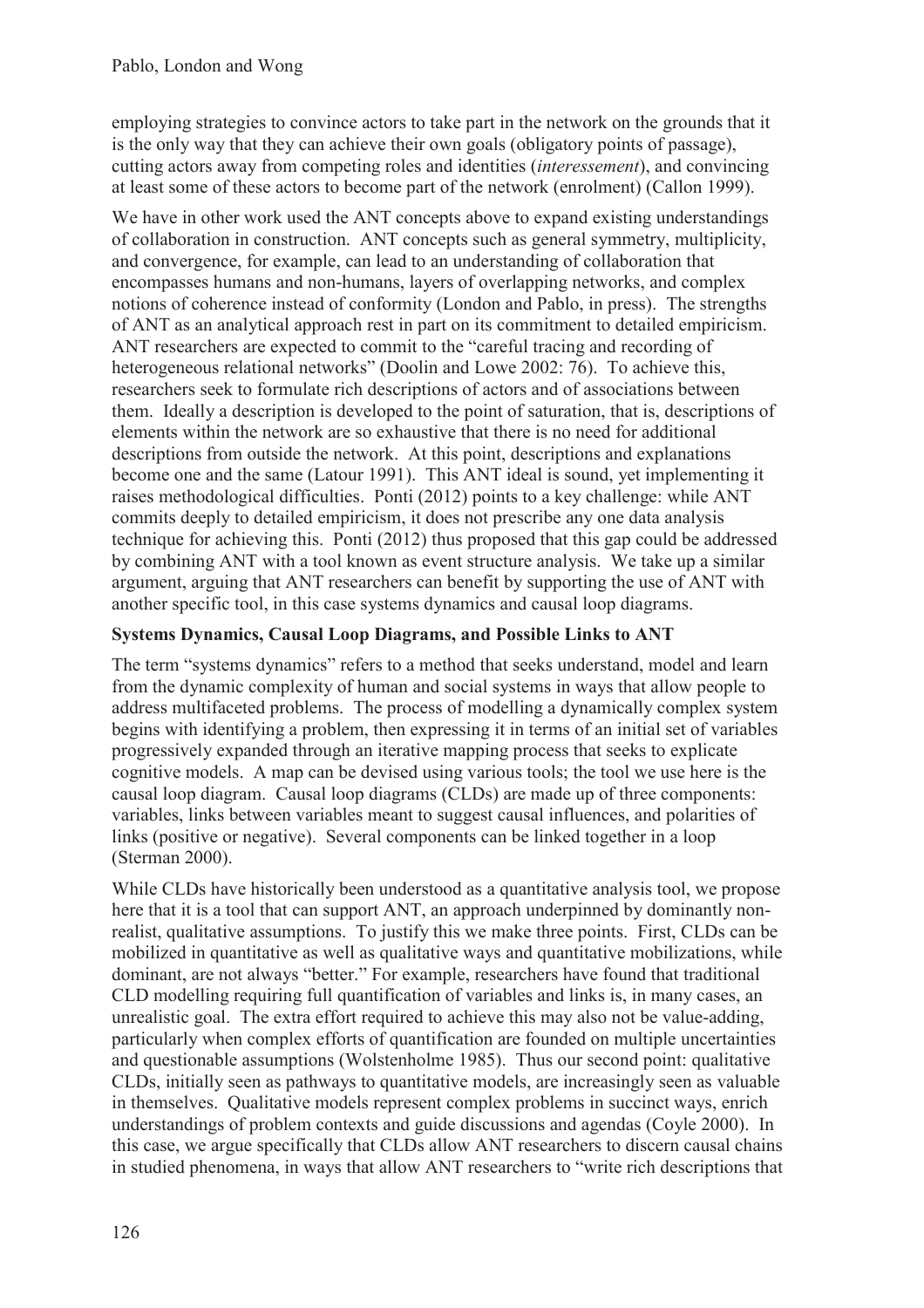employing strategies to convince actors to take part in the network on the grounds that it is the only way that they can achieve their own goals (obligatory points of passage), cutting actors away from competing roles and identities (*interessement*), and convincing at least some of these actors to become part of the network (enrolment) (Callon 1999).

We have in other work used the ANT concepts above to expand existing understandings of collaboration in construction. ANT concepts such as general symmetry, multiplicity, and convergence, for example, can lead to an understanding of collaboration that encompasses humans and non-humans, layers of overlapping networks, and complex notions of coherence instead of conformity (London and Pablo, in press). The strengths of ANT as an analytical approach rest in part on its commitment to detailed empiricism. ANT researchers are expected to commit to the "careful tracing and recording of heterogeneous relational networks" (Doolin and Lowe 2002: 76). To achieve this, researchers seek to formulate rich descriptions of actors and of associations between them. Ideally a description is developed to the point of saturation, that is, descriptions of elements within the network are so exhaustive that there is no need for additional descriptions from outside the network. At this point, descriptions and explanations become one and the same (Latour 1991). This ANT ideal is sound, yet implementing it raises methodological difficulties. Ponti (2012) points to a key challenge: while ANT commits deeply to detailed empiricism, it does not prescribe any one data analysis technique for achieving this. Ponti (2012) thus proposed that this gap could be addressed by combining ANT with a tool known as event structure analysis. We take up a similar argument, arguing that ANT researchers can benefit by supporting the use of ANT with another specific tool, in this case systems dynamics and causal loop diagrams.

### Systems Dynamics, Causal Loop Diagrams, and Possible Links to ANT

The term "systems dynamics" refers to a method that seeks understand, model and learn from the dynamic complexity of human and social systems in ways that allow people to address multifaceted problems. The process of modelling a dynamically complex system begins with identifying a problem, then expressing it in terms of an initial set of variables progressively expanded through an iterative mapping process that seeks to explicate cognitive models. A map can be devised using various tools; the tool we use here is the causal loop diagram. Causal loop diagrams (CLDs) are made up of three components: variables, links between variables meant to suggest causal influences, and polarities of links (positive or negative). Several components can be linked together in a loop (Sterman 2000).

While CLDs have historically been understood as a quantitative analysis tool, we propose here that it is a tool that can support ANT, an approach underpinned by dominantly non-realist, qualitative assumptions. To justify this we make three points. First, CLDs can be mobilized in quantitative as well as qualitative ways and quantitative mobilizations, while dominant, are not always "better." For example, researchers have found that traditional CLD modelling requiring full quantification of variables and links is, in many cases, an unrealistic goal. The extra effort required to achieve this may also not be value-adding, particularly when complex efforts of quantification are founded on multiple uncertainties and questionable assumptions (Wolstenholme 1985). Thus our second point: qualitative CLDs, initially seen as pathways to quantitative models, are increasingly seen as valuable in themselves. Qualitative models represent complex problems in succinct ways, enrich understandings of problem contexts and guide discussions and agendas (Coyle 2000). In this case, we argue specifically that CLDs allow ANT researchers to discern causal chains in studied phenomena, in ways that allow ANT researchers to "write rich descriptions that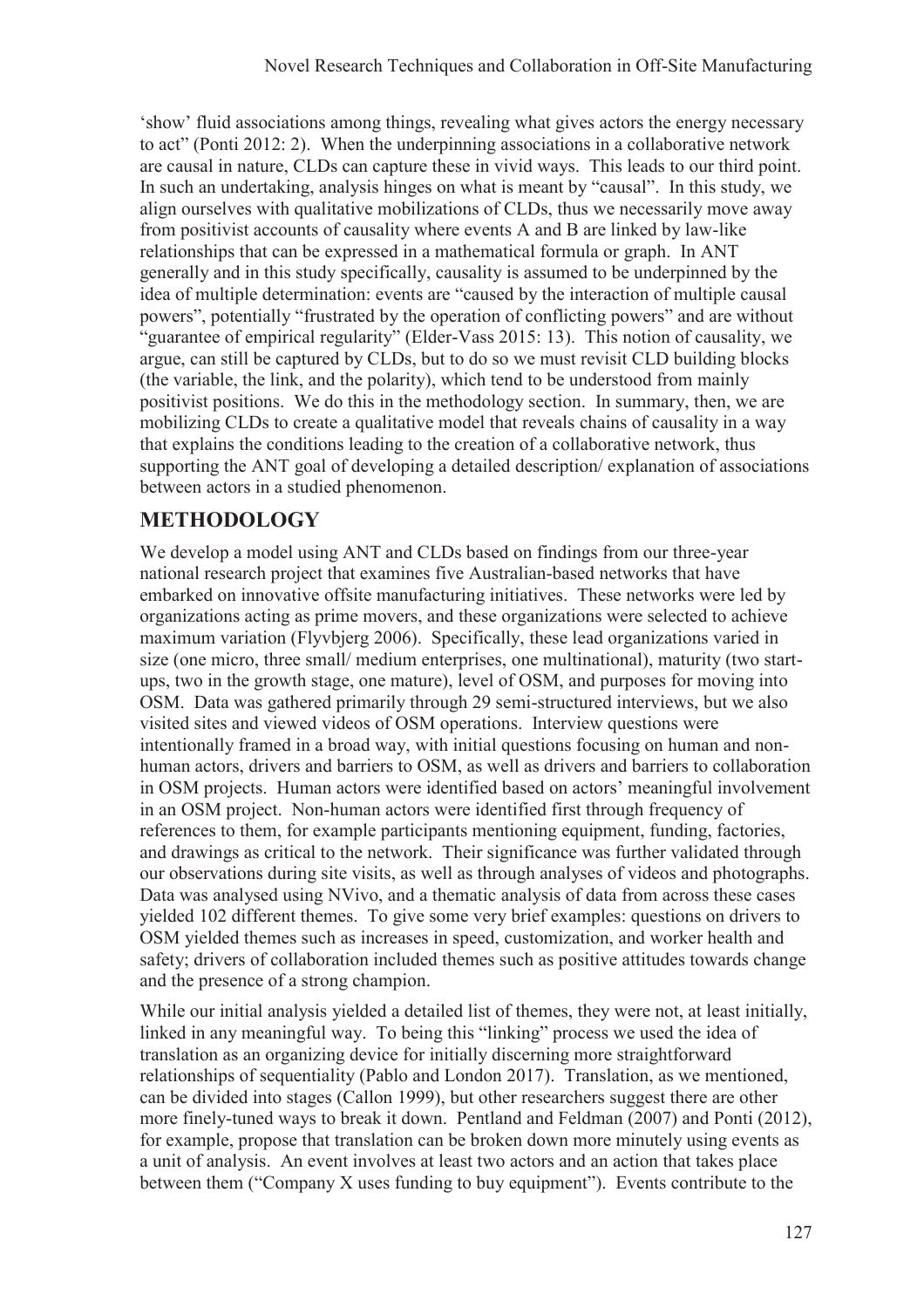'show' fluid associations among things, revealing what gives actors the energy necessary to act" (Ponti 2012: 2). When the underpinning associations in a collaborative network are causal in nature, CLDs can capture these in vivid ways. This leads to our third point. In such an undertaking, analysis hinges on what is meant by "causal". In this study, we align ourselves with qualitative mobilizations of CLDs, thus we necessarily move away from positivist accounts of causality where events A and B are linked by law-like relationships that can be expressed in a mathematical formula or graph. In ANT generally and in this study specifically, causality is assumed to be underpinned by the idea of multiple determination: events are "caused by the interaction of multiple causal powers", potentially "frustrated by the operation of conflicting powers" and are without "guarantee of empirical regularity" (Elder-Vass 2015: 13). This notion of causality, we argue, can still be captured by CLDs, but to do so we must revisit CLD building blocks (the variable, the link, and the polarity), which tend to be understood from mainly positivist positions. We do this in the methodology section. In summary, then, we are mobilizing CLDs to create a qualitative model that reveals chains of causality in a way that explains the conditions leading to the creation of a collaborative network, thus supporting the ANT goal of developing a detailed description/ explanation of associations between actors in a studied phenomenon.

## METHODOLOGY

We develop a model using ANT and CLDs based on findings from our three-year national research project that examines five Australian-based networks that have embarked on innovative offsite manufacturing initiatives. These networks were led by organizations acting as prime movers, and these organizations were selected to achieve maximum variation (Flyvbjerg 2006). Specifically, these lead organizations varied in size (one micro, three small/ medium enterprises, one multinational), maturity (two start-ups, two in the growth stage, one mature), level of OSM, and purposes for moving into OSM. Data was gathered primarily through 29 semi-structured interviews, but we also visited sites and viewed videos of OSM operations. Interview questions were intentionally framed in a broad way, with initial questions focusing on human and non-human actors, drivers and barriers to OSM, as well as drivers and barriers to collaboration in OSM projects. Human actors were identified based on actors' meaningful involvement in an OSM project. Non-human actors were identified first through frequency of references to them, for example participants mentioning equipment, funding, factories, and drawings as critical to the network. Their significance was further validated through our observations during site visits, as well as through analyses of videos and photographs. Data was analysed using NVivo, and a thematic analysis of data from across these cases yielded 102 different themes. To give some very brief examples: questions on drivers to OSM yielded themes such as increases in speed, customization, and worker health and safety; drivers of collaboration included themes such as positive attitudes towards change and the presence of a strong champion.

While our initial analysis yielded a detailed list of themes, they were not, at least initially, linked in any meaningful way. To being this "linking" process we used the idea of translation as an organizing device for initially discerning more straightforward relationships of sequentiality (Pablo and London 2017). Translation, as we mentioned, can be divided into stages (Callon 1999), but other researchers suggest there are other more finely-tuned ways to break it down. Pentland and Feldman (2007) and Ponti (2012), for example, propose that translation can be broken down more minutely using events as a unit of analysis. An event involves at least two actors and an action that takes place between them ("Company X uses funding to buy equipment"). Events contribute to the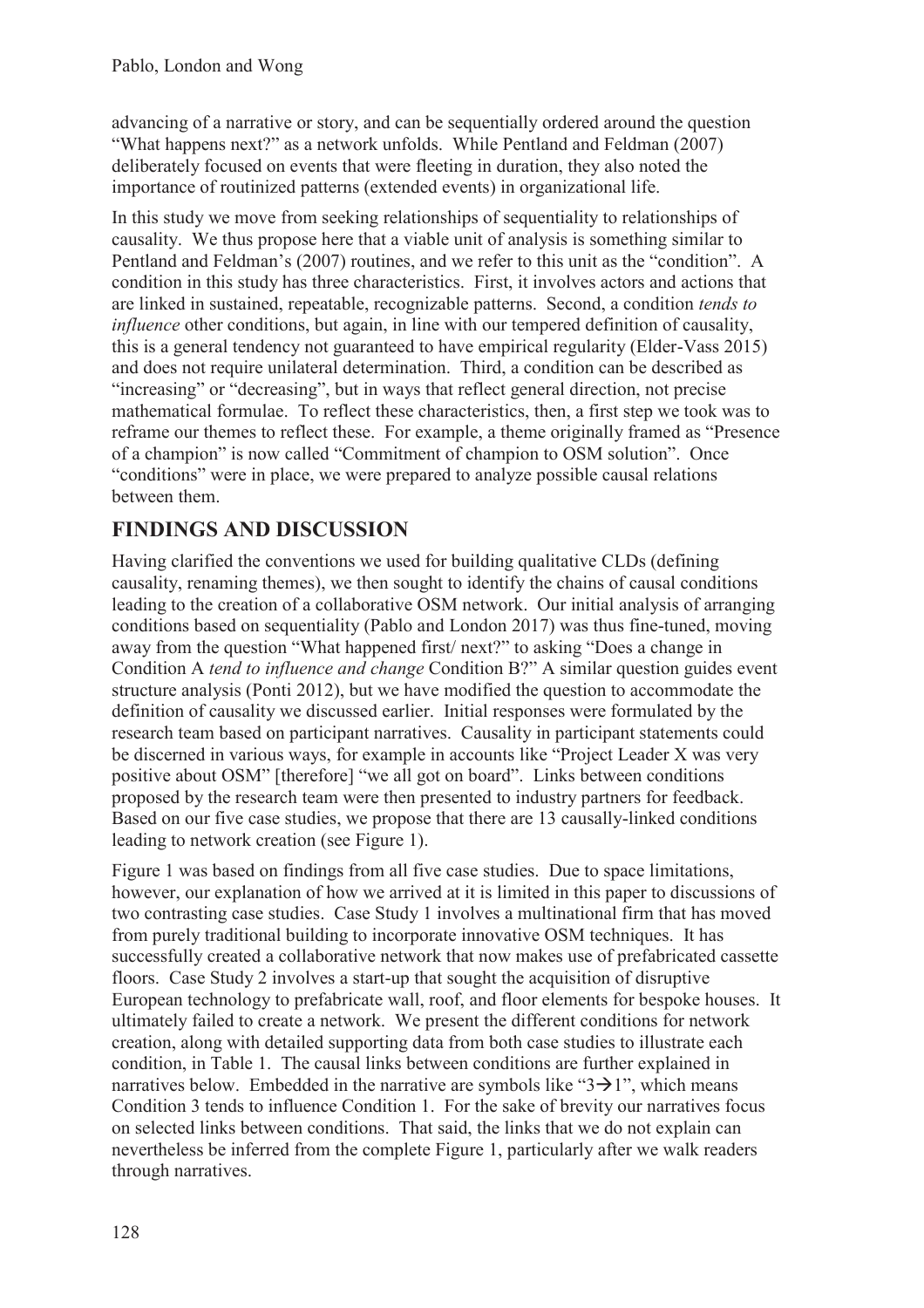advancing of a narrative or story, and can be sequentially ordered around the question "What happens next?" as a network unfolds. While Pentland and Feldman (2007) deliberately focused on events that were fleeting in duration, they also noted the importance of routinized patterns (extended events) in organizational life.

In this study we move from seeking relationships of sequentiality to relationships of causality. We thus propose here that a viable unit of analysis is something similar to Pentland and Feldman's (2007) routines, and we refer to this unit as the "condition". A condition in this study has three characteristics. First, it involves actors and actions that are linked in sustained, repeatable, recognizable patterns. Second, a condition *tends to influence* other conditions, but again, in line with our tempered definition of causality, this is a general tendency not guaranteed to have empirical regularity (Elder-Vass 2015) and does not require unilateral determination. Third, a condition can be described as "increasing" or "decreasing", but in ways that reflect general direction, not precise mathematical formulae. To reflect these characteristics, then, a first step we took was to reframe our themes to reflect these. For example, a theme originally framed as "Presence of a champion" is now called "Commitment of champion to OSM solution". Once "conditions" were in place, we were prepared to analyze possible causal relations between them.

## FINDINGS AND DISCUSSION

Having clarified the conventions we used for building qualitative CLDs (defining causality, renaming themes), we then sought to identify the chains of causal conditions leading to the creation of a collaborative OSM network. Our initial analysis of arranging conditions based on sequentiality (Pablo and London 2017) was thus fine-tuned, moving away from the question "What happened first/ next?" to asking "Does a change in Condition A *tend to influence and change* Condition B?" A similar question guides event structure analysis (Ponti 2012), but we have modified the question to accommodate the definition of causality we discussed earlier. Initial responses were formulated by the research team based on participant narratives. Causality in participant statements could be discerned in various ways, for example in accounts like "Project Leader X was very positive about OSM" [therefore] "we all got on board". Links between conditions proposed by the research team were then presented to industry partners for feedback. Based on our five case studies, we propose that there are 13 causally-linked conditions leading to network creation (see Figure 1).

Figure 1 was based on findings from all five case studies. Due to space limitations, however, our explanation of how we arrived at it is limited in this paper to discussions of two contrasting case studies. Case Study 1 involves a multinational firm that has moved from purely traditional building to incorporate innovative OSM techniques. It has successfully created a collaborative network that now makes use of prefabricated cassette floors. Case Study 2 involves a start-up that sought the acquisition of disruptive European technology to prefabricate wall, roof, and floor elements for bespoke houses. It ultimately failed to create a network. We present the different conditions for network creation, along with detailed supporting data from both case studies to illustrate each condition, in Table 1. The causal links between conditions are further explained in narratives below. Embedded in the narrative are symbols like "3→1", which means Condition 3 tends to influence Condition 1. For the sake of brevity our narratives focus on selected links between conditions. That said, the links that we do not explain can nevertheless be inferred from the complete Figure 1, particularly after we walk readers through narratives.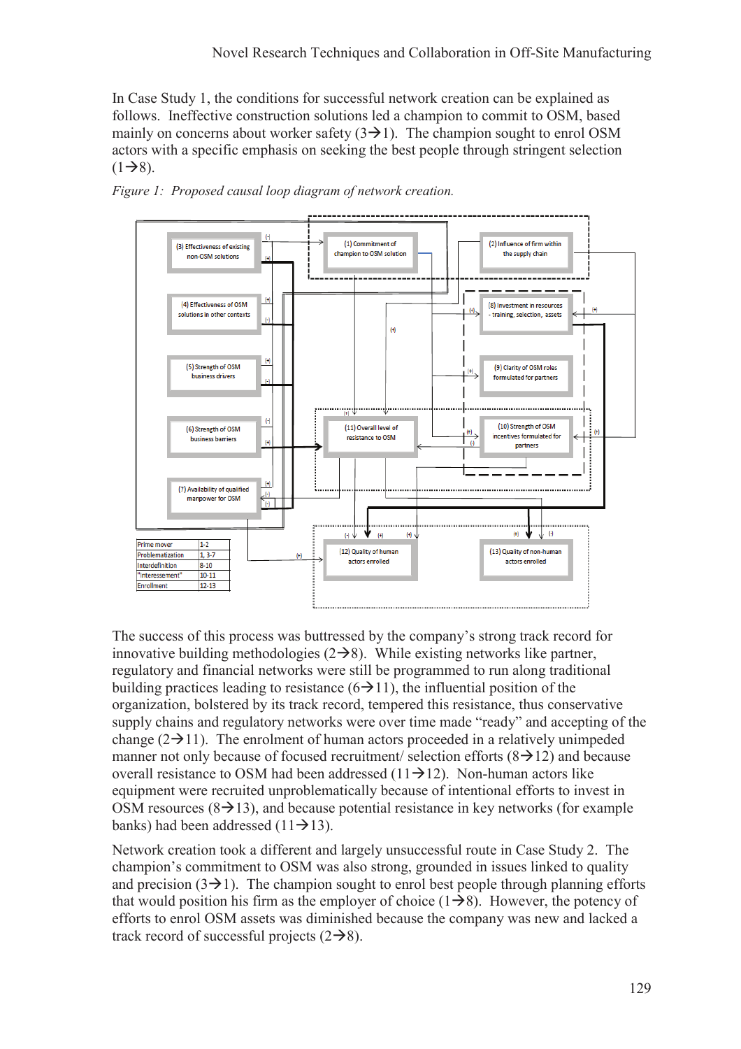In Case Study 1, the conditions for successful network creation can be explained as follows. Ineffective construction solutions led a champion to commit to OSM, based mainly on concerns about worker safety (3→1). The champion sought to enrol OSM actors with a specific emphasis on seeking the best people through stringent selection (1→8).

*Figure 1: Proposed causal loop diagram of network creation.*

The success of this process was buttressed by the company's strong track record for innovative building methodologies (2→8). While existing networks like partner, regulatory and financial networks were still be programmed to run along traditional building practices leading to resistance (6→11), the influential position of the organization, bolstered by its track record, tempered this resistance, thus conservative supply chains and regulatory networks were over time made "ready" and accepting of the change (2→11). The enrolment of human actors proceeded in a relatively unimpeded manner not only because of focused recruitment/ selection efforts (8→12) and because overall resistance to OSM had been addressed (11→12). Non-human actors like equipment were recruited unproblematically because of intentional efforts to invest in OSM resources (8→13), and because potential resistance in key networks (for example banks) had been addressed (11→13).

Network creation took a different and largely unsuccessful route in Case Study 2. The champion's commitment to OSM was also strong, grounded in issues linked to quality and precision (3→1). The champion sought to enrol best people through planning efforts that would position his firm as the employer of choice (1→8). However, the potency of efforts to enrol OSM assets was diminished because the company was new and lacked a track record of successful projects (2→8).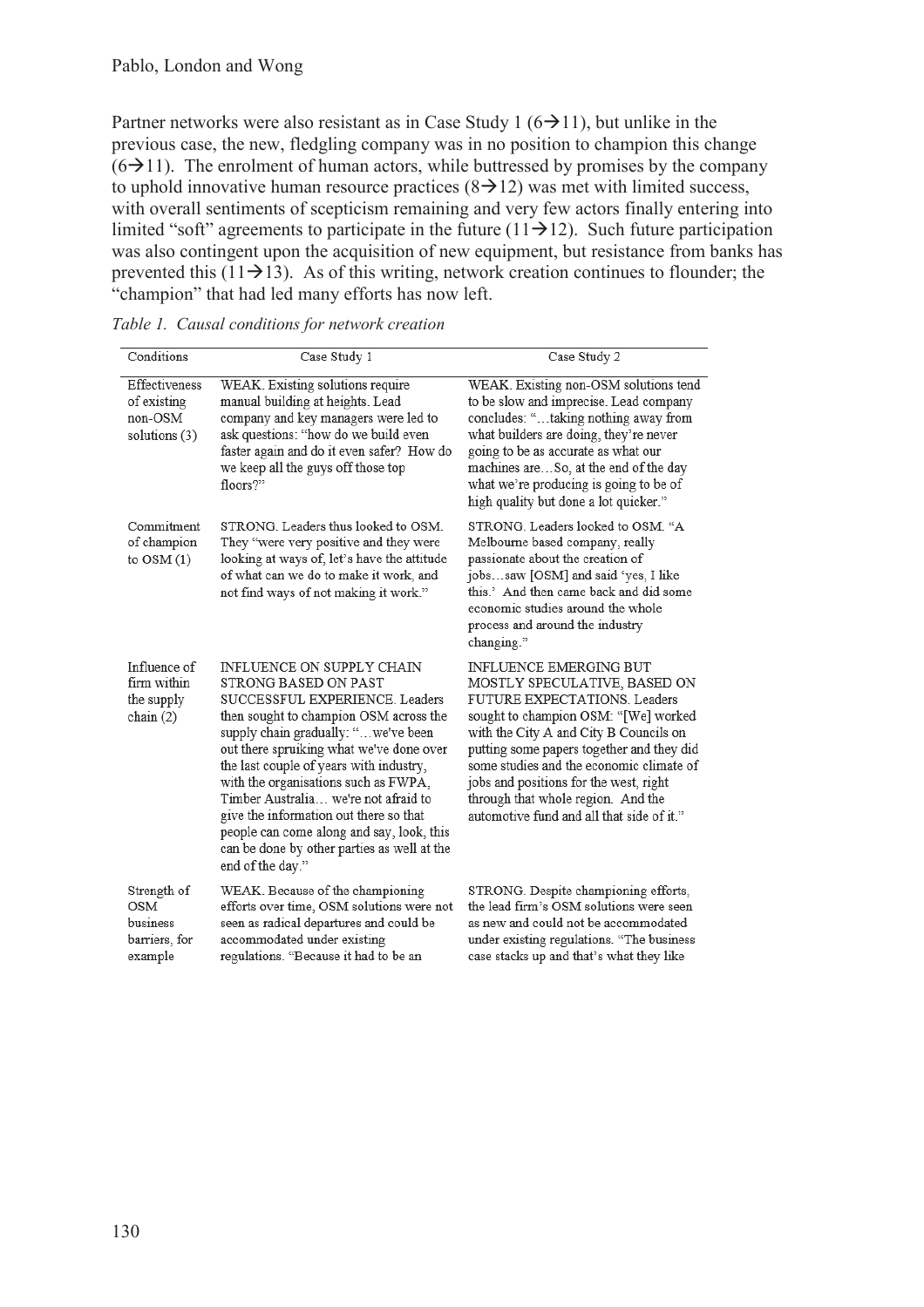Partner networks were also resistant as in Case Study 1 (6→11), but unlike in the previous case, the new, fledgling company was in no position to champion this change (6→11). The enrolment of human actors, while buttressed by promises by the company to uphold innovative human resource practices (8→12) was met with limited success, with overall sentiments of scepticism remaining and very few actors finally entering into limited "soft" agreements to participate in the future (11→12). Such future participation was also contingent upon the acquisition of new equipment, but resistance from banks has prevented this (11→13). As of this writing, network creation continues to flounder; the "champion" that had led many efforts has now left.

*Table 1. Causal conditions for network creation*

| Conditions | Case Study 1 | Case Study 2 |
|---|---|---|
| Effectiveness of existing non-OSM solutions (3) | WEAK. Existing solutions require manual building at heights. Lead company and key managers were led to ask questions: "how do we build even faster again and do it even safer? How do we keep all the guys off those top floors?" | WEAK. Existing non-OSM solutions tend to be slow and imprecise. Lead company concludes: "…taking nothing away from what builders are doing, they're never going to be as accurate as what our machines are…So, at the end of the day what we're producing is going to be of high quality but done a lot quicker." |
| Commitment of champion to OSM (1) | STRONG. Leaders thus looked to OSM. They "were very positive and they were looking at ways of, let's have the attitude of what can we do to make it work, and not find ways of not making it work." | STRONG. Leaders looked to OSM. "A Melbourne based company, really passionate about the creation of jobs…saw [OSM] and said 'yes, I like this.' And then came back and did some economic studies around the whole process and around the industry changing." |
| Influence of firm within the supply chain (2) | INFLUENCE ON SUPPLY CHAIN STRONG BASED ON PAST SUCCESSFUL EXPERIENCE. Leaders then sought to champion OSM across the supply chain gradually: "…we've been out there spruiking what we've done over the last couple of years with industry, with the organisations such as FWPA, Timber Australia… we're not afraid to give the information out there so that people can come along and say, look, this can be done by other parties as well at the end of the day." | INFLUENCE EMERGING BUT MOSTLY SPECULATIVE, BASED ON FUTURE EXPECTATIONS. Leaders sought to champion OSM: "[We] worked with the City A and City B Councils on putting some papers together and they did some studies and the economic climate of jobs and positions for the west, right through that whole region. And the automotive fund and all that side of it." |
| Strength of OSM business barriers, for example | WEAK. Because of the championing efforts over time, OSM solutions were not seen as radical departures and could be accommodated under existing regulations. "Because it had to be an | STRONG. Despite championing efforts, the lead firm's OSM solutions were seen as new and could not be accommodated under existing regulations. "The business case stacks up and that's what they like |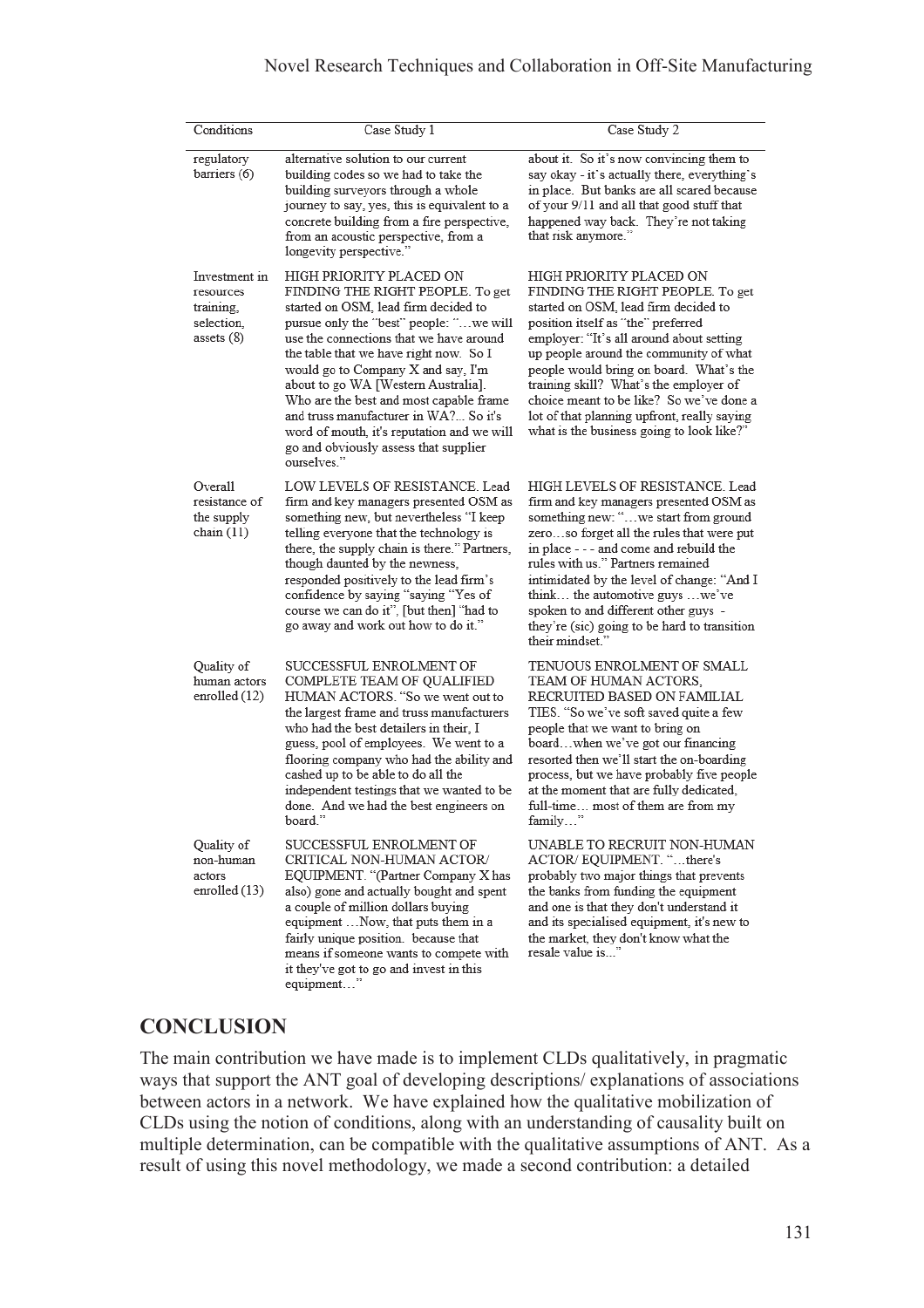| Conditions | Case Study 1 | Case Study 2 |
|---|---|---|
| regulatory barriers (6) | alternative solution to our current building codes so we had to take the building surveyors through a whole journey to say, yes, this is equivalent to a concrete building from a fire perspective, from an acoustic perspective, from a longevity perspective." | about it. So it's now convincing them to say okay - it's actually there, everything's in place. But banks are all scared because of your 9/11 and all that good stuff that happened way back. They're not taking that risk anymore." |
| Investment in resources training, selection, assets (8) | HIGH PRIORITY PLACED ON FINDING THE RIGHT PEOPLE. To get started on OSM, lead firm decided to pursue only the "best" people: "…we will use the connections that we have around the table that we have right now. So I would go to Company X and say, I'm about to go WA [Western Australia]. Who are the best and most capable frame and truss manufacturer in WA?... So it's word of mouth, it's reputation and we will go and obviously assess that supplier ourselves." | HIGH PRIORITY PLACED ON FINDING THE RIGHT PEOPLE. To get started on OSM, lead firm decided to position itself as "the" preferred employer: "It's all around about setting up people around the community of what people would bring on board. What's the training skill? What's the employer of choice meant to be like? So we've done a lot of that planning upfront, really saying what is the business going to look like?" |
| Overall resistance of the supply chain (11) | LOW LEVELS OF RESISTANCE. Lead firm and key managers presented OSM as something new, but nevertheless "I keep telling everyone that the technology is there, the supply chain is there." Partners, though daunted by the newness, responded positively to the lead firm's confidence by saying "saying "Yes of course we can do it", [but then] "had to go away and work out how to do it." | HIGH LEVELS OF RESISTANCE. Lead firm and key managers presented OSM as something new: "…we start from ground zero…so forget all the rules that were put in place - - - and come and rebuild the rules with us." Partners remained intimidated by the level of change: "And I think… the automotive guys …we've spoken to and different other guys - they're (sic) going to be hard to transition their mindset." |
| Quality of human actors enrolled (12) | SUCCESSFUL ENROLMENT OF COMPLETE TEAM OF QUALIFIED HUMAN ACTORS. "So we went out to the largest frame and truss manufacturers who had the best detailers in their, I guess, pool of employees. We went to a flooring company who had the ability and cashed up to be able to do all the independent testings that we wanted to be done. And we had the best engineers on board." | TENUOUS ENROLMENT OF SMALL TEAM OF HUMAN ACTORS, RECRUITED BASED ON FAMILIAL TIES. "So we've soft saved quite a few people that we want to bring on board…when we've got our financing resorted then we'll start the on-boarding process, but we have probably five people at the moment that are fully dedicated, full-time… most of them are from my family…" |
| Quality of non-human actors enrolled (13) | SUCCESSFUL ENROLMENT OF CRITICAL NON-HUMAN ACTOR/ EQUIPMENT. "(Partner Company X has also) gone and actually bought and spent a couple of million dollars buying equipment …Now, that puts them in a fairly unique position. because that means if someone wants to compete with it they've got to go and invest in this equipment…" | UNABLE TO RECRUIT NON-HUMAN ACTOR/ EQUIPMENT. "…there's probably two major things that prevents the banks from funding the equipment and one is that they don't understand it and its specialised equipment, it's new to the market, they don't know what the resale value is..." |

## CONCLUSION

The main contribution we have made is to implement CLDs qualitatively, in pragmatic ways that support the ANT goal of developing descriptions/ explanations of associations between actors in a network. We have explained how the qualitative mobilization of CLDs using the notion of conditions, along with an understanding of causality built on multiple determination, can be compatible with the qualitative assumptions of ANT. As a result of using this novel methodology, we made a second contribution: a detailed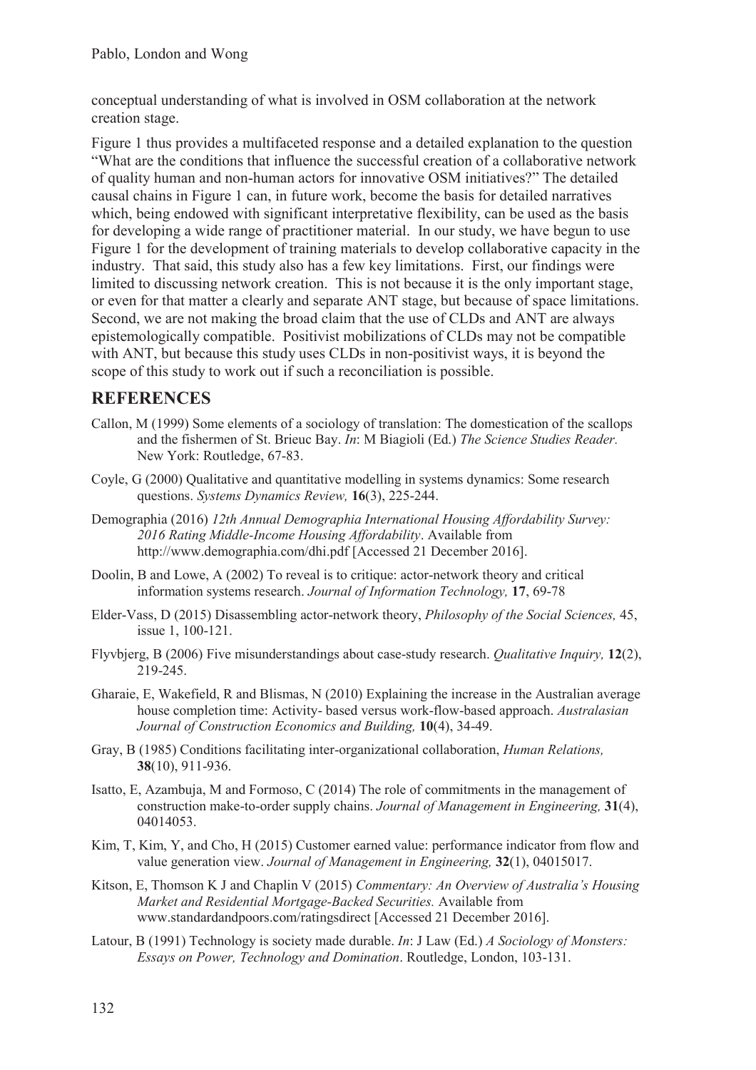conceptual understanding of what is involved in OSM collaboration at the network creation stage.

Figure 1 thus provides a multifaceted response and a detailed explanation to the question "What are the conditions that influence the successful creation of a collaborative network of quality human and non-human actors for innovative OSM initiatives?" The detailed causal chains in Figure 1 can, in future work, become the basis for detailed narratives which, being endowed with significant interpretative flexibility, can be used as the basis for developing a wide range of practitioner material. In our study, we have begun to use Figure 1 for the development of training materials to develop collaborative capacity in the industry. That said, this study also has a few key limitations. First, our findings were limited to discussing network creation. This is not because it is the only important stage, or even for that matter a clearly and separate ANT stage, but because of space limitations. Second, we are not making the broad claim that the use of CLDs and ANT are always epistemologically compatible. Positivist mobilizations of CLDs may not be compatible with ANT, but because this study uses CLDs in non-positivist ways, it is beyond the scope of this study to work out if such a reconciliation is possible.

## REFERENCES

Callon, M (1999) Some elements of a sociology of translation: The domestication of the scallops and the fishermen of St. Brieuc Bay. *In*: M Biagioli (Ed.) *The Science Studies Reader.* New York: Routledge, 67-83.

Coyle, G (2000) Qualitative and quantitative modelling in systems dynamics: Some research questions. *Systems Dynamics Review,* **16**(3), 225-244.

Demographia (2016) *12th Annual Demographia International Housing Affordability Survey: 2016 Rating Middle-Income Housing Affordability*. Available from http://www.demographia.com/dhi.pdf [Accessed 21 December 2016].

Doolin, B and Lowe, A (2002) To reveal is to critique: actor-network theory and critical information systems research. *Journal of Information Technology,* **17**, 69-78

Elder-Vass, D (2015) Disassembling actor-network theory, *Philosophy of the Social Sciences,* 45, issue 1, 100-121.

Flyvbjerg, B (2006) Five misunderstandings about case-study research. *Qualitative Inquiry,* **12**(2), 219-245.

Gharaie, E, Wakefield, R and Blismas, N (2010) Explaining the increase in the Australian average house completion time: Activity- based versus work-flow-based approach. *Australasian Journal of Construction Economics and Building,* **10**(4), 34-49.

Gray, B (1985) Conditions facilitating inter-organizational collaboration, *Human Relations,* **38**(10), 911-936.

Isatto, E, Azambuja, M and Formoso, C (2014) The role of commitments in the management of construction make-to-order supply chains. *Journal of Management in Engineering,* **31**(4), 04014053.

Kim, T, Kim, Y, and Cho, H (2015) Customer earned value: performance indicator from flow and value generation view. *Journal of Management in Engineering,* **32**(1), 04015017.

Kitson, E, Thomson K J and Chaplin V (2015) *Commentary: An Overview of Australia's Housing Market and Residential Mortgage-Backed Securities.* Available from www.standardandpoors.com/ratingsdirect [Accessed 21 December 2016].

Latour, B (1991) Technology is society made durable. *In*: J Law (Ed.) *A Sociology of Monsters: Essays on Power, Technology and Domination*. Routledge, London, 103-131.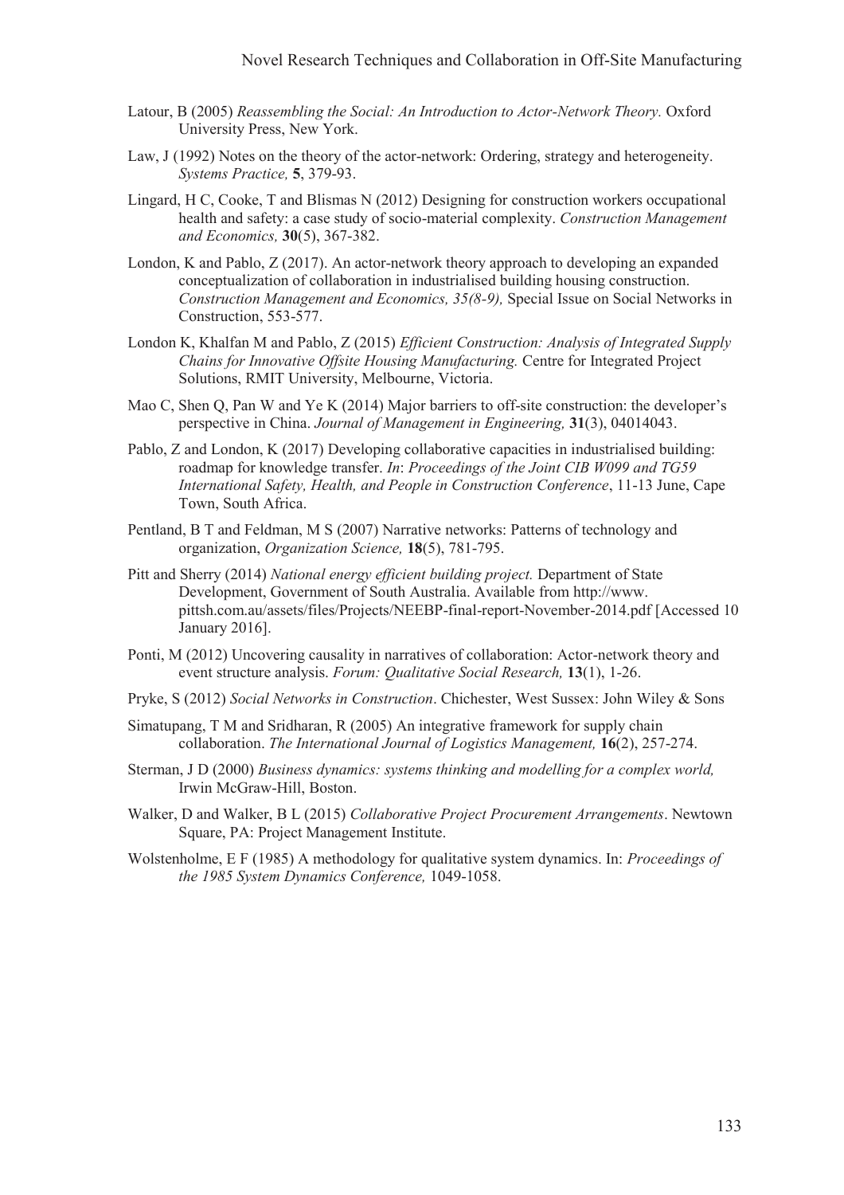Latour, B (2005) *Reassembling the Social: An Introduction to Actor-Network Theory.* Oxford University Press, New York.

Law, J (1992) Notes on the theory of the actor-network: Ordering, strategy and heterogeneity. *Systems Practice,* **5**, 379-93.

Lingard, H C, Cooke, T and Blismas N (2012) Designing for construction workers occupational health and safety: a case study of socio-material complexity. *Construction Management and Economics,* **30**(5), 367-382.

London, K and Pablo, Z (2017). An actor-network theory approach to developing an expanded conceptualization of collaboration in industrialised building housing construction. *Construction Management and Economics, 35(8-9),* Special Issue on Social Networks in Construction, 553-577.

London K, Khalfan M and Pablo, Z (2015) *Efficient Construction: Analysis of Integrated Supply Chains for Innovative Offsite Housing Manufacturing.* Centre for Integrated Project Solutions, RMIT University, Melbourne, Victoria.

Mao C, Shen Q, Pan W and Ye K (2014) Major barriers to off-site construction: the developer's perspective in China. *Journal of Management in Engineering,* **31**(3), 04014043.

Pablo, Z and London, K (2017) Developing collaborative capacities in industrialised building: roadmap for knowledge transfer. *In*: *Proceedings of the Joint CIB W099 and TG59 International Safety, Health, and People in Construction Conference*, 11-13 June, Cape Town, South Africa.

Pentland, B T and Feldman, M S (2007) Narrative networks: Patterns of technology and organization, *Organization Science,* **18**(5), 781-795.

Pitt and Sherry (2014) *National energy efficient building project.* Department of State Development, Government of South Australia. Available from http://www.pittsh.com.au/assets/files/Projects/NEEBP-final-report-November-2014.pdf [Accessed 10 January 2016].

Ponti, M (2012) Uncovering causality in narratives of collaboration: Actor-network theory and event structure analysis. *Forum: Qualitative Social Research,* **13**(1), 1-26.

Pryke, S (2012) *Social Networks in Construction*. Chichester, West Sussex: John Wiley & Sons

Simatupang, T M and Sridharan, R (2005) An integrative framework for supply chain collaboration. *The International Journal of Logistics Management,* **16**(2), 257-274.

Sterman, J D (2000) *Business dynamics: systems thinking and modelling for a complex world,* Irwin McGraw-Hill, Boston.

Walker, D and Walker, B L (2015) *Collaborative Project Procurement Arrangements*. Newtown Square, PA: Project Management Institute.

Wolstenholme, E F (1985) A methodology for qualitative system dynamics. In: *Proceedings of the 1985 System Dynamics Conference,* 1049-1058.